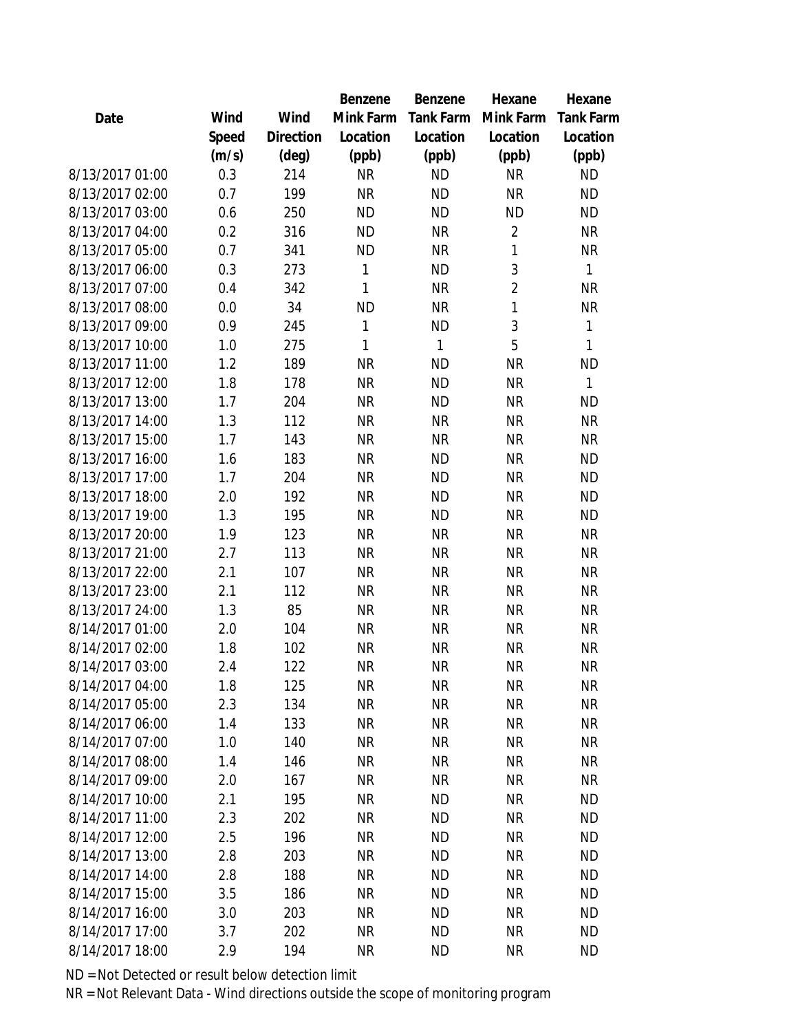| Date | Wind Speed (m/s) | Wind Direction (deg) | Benzene Mink Farm Location (ppb) | Benzene Tank Farm Location (ppb) | Hexane Mink Farm Location (ppb) | Hexane Tank Farm Location (ppb) |
|---|---|---|---|---|---|---|
| 8/13/2017 01:00 | 0.3 | 214 | NR | ND | NR | ND |
| 8/13/2017 02:00 | 0.7 | 199 | NR | ND | NR | ND |
| 8/13/2017 03:00 | 0.6 | 250 | ND | ND | ND | ND |
| 8/13/2017 04:00 | 0.2 | 316 | ND | NR | 2 | NR |
| 8/13/2017 05:00 | 0.7 | 341 | ND | NR | 1 | NR |
| 8/13/2017 06:00 | 0.3 | 273 | 1 | ND | 3 | 1 |
| 8/13/2017 07:00 | 0.4 | 342 | 1 | NR | 2 | NR |
| 8/13/2017 08:00 | 0.0 | 34 | ND | NR | 1 | NR |
| 8/13/2017 09:00 | 0.9 | 245 | 1 | ND | 3 | 1 |
| 8/13/2017 10:00 | 1.0 | 275 | 1 | 1 | 5 | 1 |
| 8/13/2017 11:00 | 1.2 | 189 | NR | ND | NR | ND |
| 8/13/2017 12:00 | 1.8 | 178 | NR | ND | NR | 1 |
| 8/13/2017 13:00 | 1.7 | 204 | NR | ND | NR | ND |
| 8/13/2017 14:00 | 1.3 | 112 | NR | NR | NR | NR |
| 8/13/2017 15:00 | 1.7 | 143 | NR | NR | NR | NR |
| 8/13/2017 16:00 | 1.6 | 183 | NR | ND | NR | ND |
| 8/13/2017 17:00 | 1.7 | 204 | NR | ND | NR | ND |
| 8/13/2017 18:00 | 2.0 | 192 | NR | ND | NR | ND |
| 8/13/2017 19:00 | 1.3 | 195 | NR | ND | NR | ND |
| 8/13/2017 20:00 | 1.9 | 123 | NR | NR | NR | NR |
| 8/13/2017 21:00 | 2.7 | 113 | NR | NR | NR | NR |
| 8/13/2017 22:00 | 2.1 | 107 | NR | NR | NR | NR |
| 8/13/2017 23:00 | 2.1 | 112 | NR | NR | NR | NR |
| 8/13/2017 24:00 | 1.3 | 85 | NR | NR | NR | NR |
| 8/14/2017 01:00 | 2.0 | 104 | NR | NR | NR | NR |
| 8/14/2017 02:00 | 1.8 | 102 | NR | NR | NR | NR |
| 8/14/2017 03:00 | 2.4 | 122 | NR | NR | NR | NR |
| 8/14/2017 04:00 | 1.8 | 125 | NR | NR | NR | NR |
| 8/14/2017 05:00 | 2.3 | 134 | NR | NR | NR | NR |
| 8/14/2017 06:00 | 1.4 | 133 | NR | NR | NR | NR |
| 8/14/2017 07:00 | 1.0 | 140 | NR | NR | NR | NR |
| 8/14/2017 08:00 | 1.4 | 146 | NR | NR | NR | NR |
| 8/14/2017 09:00 | 2.0 | 167 | NR | NR | NR | NR |
| 8/14/2017 10:00 | 2.1 | 195 | NR | ND | NR | ND |
| 8/14/2017 11:00 | 2.3 | 202 | NR | ND | NR | ND |
| 8/14/2017 12:00 | 2.5 | 196 | NR | ND | NR | ND |
| 8/14/2017 13:00 | 2.8 | 203 | NR | ND | NR | ND |
| 8/14/2017 14:00 | 2.8 | 188 | NR | ND | NR | ND |
| 8/14/2017 15:00 | 3.5 | 186 | NR | ND | NR | ND |
| 8/14/2017 16:00 | 3.0 | 203 | NR | ND | NR | ND |
| 8/14/2017 17:00 | 3.7 | 202 | NR | ND | NR | ND |
| 8/14/2017 18:00 | 2.9 | 194 | NR | ND | NR | ND |

ND = Not Detected or result below detection limit

NR = Not Relevant Data - Wind directions outside the scope of monitoring program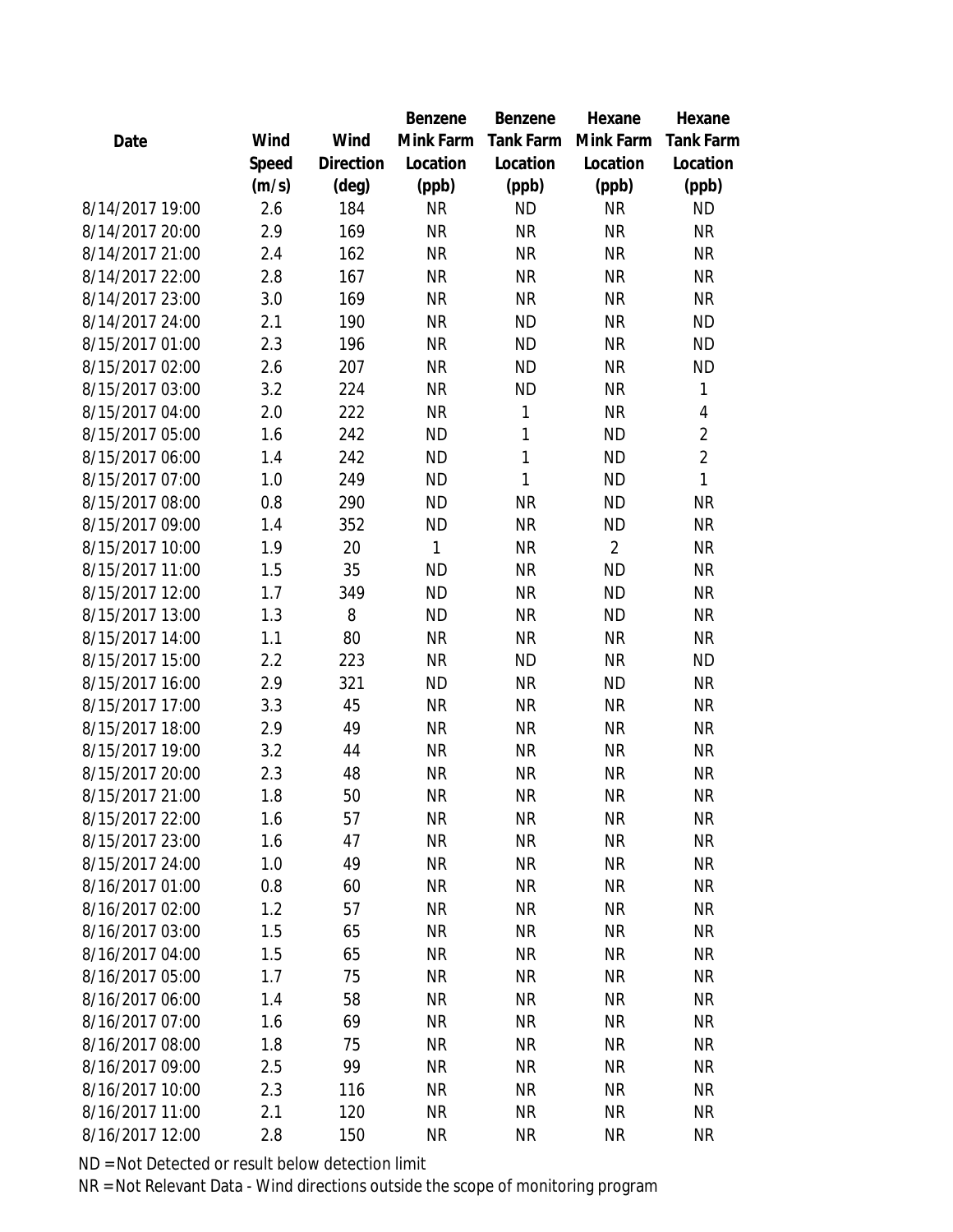| Date | Wind Speed (m/s) | Wind Direction (deg) | Benzene Mink Farm Location (ppb) | Benzene Tank Farm Location (ppb) | Hexane Mink Farm Location (ppb) | Hexane Tank Farm Location (ppb) |
|---|---|---|---|---|---|---|
| 8/14/2017 19:00 | 2.6 | 184 | NR | ND | NR | ND |
| 8/14/2017 20:00 | 2.9 | 169 | NR | NR | NR | NR |
| 8/14/2017 21:00 | 2.4 | 162 | NR | NR | NR | NR |
| 8/14/2017 22:00 | 2.8 | 167 | NR | NR | NR | NR |
| 8/14/2017 23:00 | 3.0 | 169 | NR | NR | NR | NR |
| 8/14/2017 24:00 | 2.1 | 190 | NR | ND | NR | ND |
| 8/15/2017 01:00 | 2.3 | 196 | NR | ND | NR | ND |
| 8/15/2017 02:00 | 2.6 | 207 | NR | ND | NR | ND |
| 8/15/2017 03:00 | 3.2 | 224 | NR | ND | NR | 1 |
| 8/15/2017 04:00 | 2.0 | 222 | NR | 1 | NR | 4 |
| 8/15/2017 05:00 | 1.6 | 242 | ND | 1 | ND | 2 |
| 8/15/2017 06:00 | 1.4 | 242 | ND | 1 | ND | 2 |
| 8/15/2017 07:00 | 1.0 | 249 | ND | 1 | ND | 1 |
| 8/15/2017 08:00 | 0.8 | 290 | ND | NR | ND | NR |
| 8/15/2017 09:00 | 1.4 | 352 | ND | NR | ND | NR |
| 8/15/2017 10:00 | 1.9 | 20 | 1 | NR | 2 | NR |
| 8/15/2017 11:00 | 1.5 | 35 | ND | NR | ND | NR |
| 8/15/2017 12:00 | 1.7 | 349 | ND | NR | ND | NR |
| 8/15/2017 13:00 | 1.3 | 8 | ND | NR | ND | NR |
| 8/15/2017 14:00 | 1.1 | 80 | NR | NR | NR | NR |
| 8/15/2017 15:00 | 2.2 | 223 | NR | ND | NR | ND |
| 8/15/2017 16:00 | 2.9 | 321 | ND | NR | ND | NR |
| 8/15/2017 17:00 | 3.3 | 45 | NR | NR | NR | NR |
| 8/15/2017 18:00 | 2.9 | 49 | NR | NR | NR | NR |
| 8/15/2017 19:00 | 3.2 | 44 | NR | NR | NR | NR |
| 8/15/2017 20:00 | 2.3 | 48 | NR | NR | NR | NR |
| 8/15/2017 21:00 | 1.8 | 50 | NR | NR | NR | NR |
| 8/15/2017 22:00 | 1.6 | 57 | NR | NR | NR | NR |
| 8/15/2017 23:00 | 1.6 | 47 | NR | NR | NR | NR |
| 8/15/2017 24:00 | 1.0 | 49 | NR | NR | NR | NR |
| 8/16/2017 01:00 | 0.8 | 60 | NR | NR | NR | NR |
| 8/16/2017 02:00 | 1.2 | 57 | NR | NR | NR | NR |
| 8/16/2017 03:00 | 1.5 | 65 | NR | NR | NR | NR |
| 8/16/2017 04:00 | 1.5 | 65 | NR | NR | NR | NR |
| 8/16/2017 05:00 | 1.7 | 75 | NR | NR | NR | NR |
| 8/16/2017 06:00 | 1.4 | 58 | NR | NR | NR | NR |
| 8/16/2017 07:00 | 1.6 | 69 | NR | NR | NR | NR |
| 8/16/2017 08:00 | 1.8 | 75 | NR | NR | NR | NR |
| 8/16/2017 09:00 | 2.5 | 99 | NR | NR | NR | NR |
| 8/16/2017 10:00 | 2.3 | 116 | NR | NR | NR | NR |
| 8/16/2017 11:00 | 2.1 | 120 | NR | NR | NR | NR |
| 8/16/2017 12:00 | 2.8 | 150 | NR | NR | NR | NR |

ND = Not Detected or result below detection limit

NR = Not Relevant Data - Wind directions outside the scope of monitoring program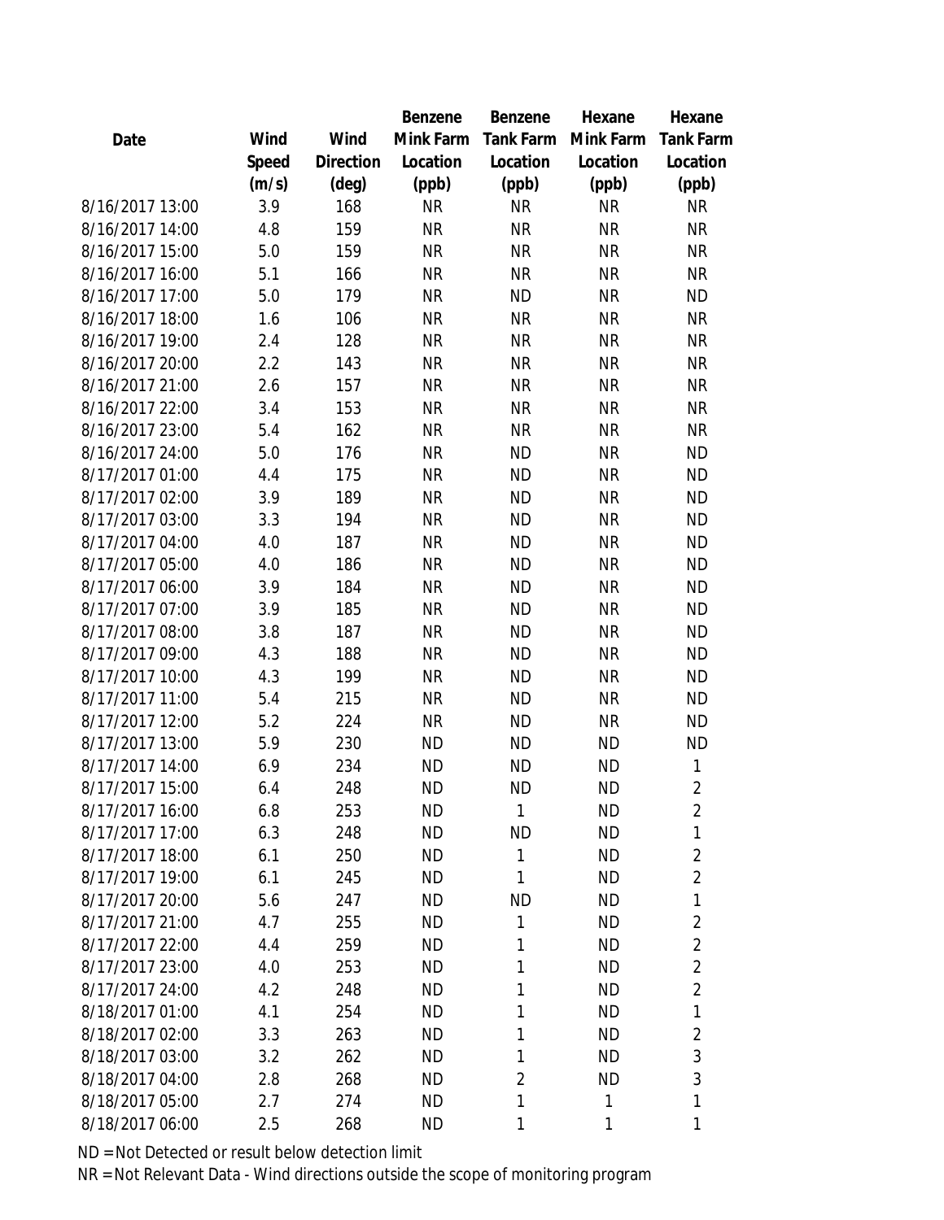| Date | Wind Speed (m/s) | Wind Direction (deg) | Benzene Mink Farm Location (ppb) | Benzene Tank Farm Location (ppb) | Hexane Mink Farm Location (ppb) | Hexane Tank Farm Location (ppb) |
|---|---|---|---|---|---|---|
| 8/16/2017 13:00 | 3.9 | 168 | NR | NR | NR | NR |
| 8/16/2017 14:00 | 4.8 | 159 | NR | NR | NR | NR |
| 8/16/2017 15:00 | 5.0 | 159 | NR | NR | NR | NR |
| 8/16/2017 16:00 | 5.1 | 166 | NR | NR | NR | NR |
| 8/16/2017 17:00 | 5.0 | 179 | NR | ND | NR | ND |
| 8/16/2017 18:00 | 1.6 | 106 | NR | NR | NR | NR |
| 8/16/2017 19:00 | 2.4 | 128 | NR | NR | NR | NR |
| 8/16/2017 20:00 | 2.2 | 143 | NR | NR | NR | NR |
| 8/16/2017 21:00 | 2.6 | 157 | NR | NR | NR | NR |
| 8/16/2017 22:00 | 3.4 | 153 | NR | NR | NR | NR |
| 8/16/2017 23:00 | 5.4 | 162 | NR | NR | NR | NR |
| 8/16/2017 24:00 | 5.0 | 176 | NR | ND | NR | ND |
| 8/17/2017 01:00 | 4.4 | 175 | NR | ND | NR | ND |
| 8/17/2017 02:00 | 3.9 | 189 | NR | ND | NR | ND |
| 8/17/2017 03:00 | 3.3 | 194 | NR | ND | NR | ND |
| 8/17/2017 04:00 | 4.0 | 187 | NR | ND | NR | ND |
| 8/17/2017 05:00 | 4.0 | 186 | NR | ND | NR | ND |
| 8/17/2017 06:00 | 3.9 | 184 | NR | ND | NR | ND |
| 8/17/2017 07:00 | 3.9 | 185 | NR | ND | NR | ND |
| 8/17/2017 08:00 | 3.8 | 187 | NR | ND | NR | ND |
| 8/17/2017 09:00 | 4.3 | 188 | NR | ND | NR | ND |
| 8/17/2017 10:00 | 4.3 | 199 | NR | ND | NR | ND |
| 8/17/2017 11:00 | 5.4 | 215 | NR | ND | NR | ND |
| 8/17/2017 12:00 | 5.2 | 224 | NR | ND | NR | ND |
| 8/17/2017 13:00 | 5.9 | 230 | ND | ND | ND | ND |
| 8/17/2017 14:00 | 6.9 | 234 | ND | ND | ND | 1 |
| 8/17/2017 15:00 | 6.4 | 248 | ND | ND | ND | 2 |
| 8/17/2017 16:00 | 6.8 | 253 | ND | 1 | ND | 2 |
| 8/17/2017 17:00 | 6.3 | 248 | ND | ND | ND | 1 |
| 8/17/2017 18:00 | 6.1 | 250 | ND | 1 | ND | 2 |
| 8/17/2017 19:00 | 6.1 | 245 | ND | 1 | ND | 2 |
| 8/17/2017 20:00 | 5.6 | 247 | ND | ND | ND | 1 |
| 8/17/2017 21:00 | 4.7 | 255 | ND | 1 | ND | 2 |
| 8/17/2017 22:00 | 4.4 | 259 | ND | 1 | ND | 2 |
| 8/17/2017 23:00 | 4.0 | 253 | ND | 1 | ND | 2 |
| 8/17/2017 24:00 | 4.2 | 248 | ND | 1 | ND | 2 |
| 8/18/2017 01:00 | 4.1 | 254 | ND | 1 | ND | 1 |
| 8/18/2017 02:00 | 3.3 | 263 | ND | 1 | ND | 2 |
| 8/18/2017 03:00 | 3.2 | 262 | ND | 1 | ND | 3 |
| 8/18/2017 04:00 | 2.8 | 268 | ND | 2 | ND | 3 |
| 8/18/2017 05:00 | 2.7 | 274 | ND | 1 | 1 | 1 |
| 8/18/2017 06:00 | 2.5 | 268 | ND | 1 | 1 | 1 |

ND = Not Detected or result below detection limit

NR = Not Relevant Data - Wind directions outside the scope of monitoring program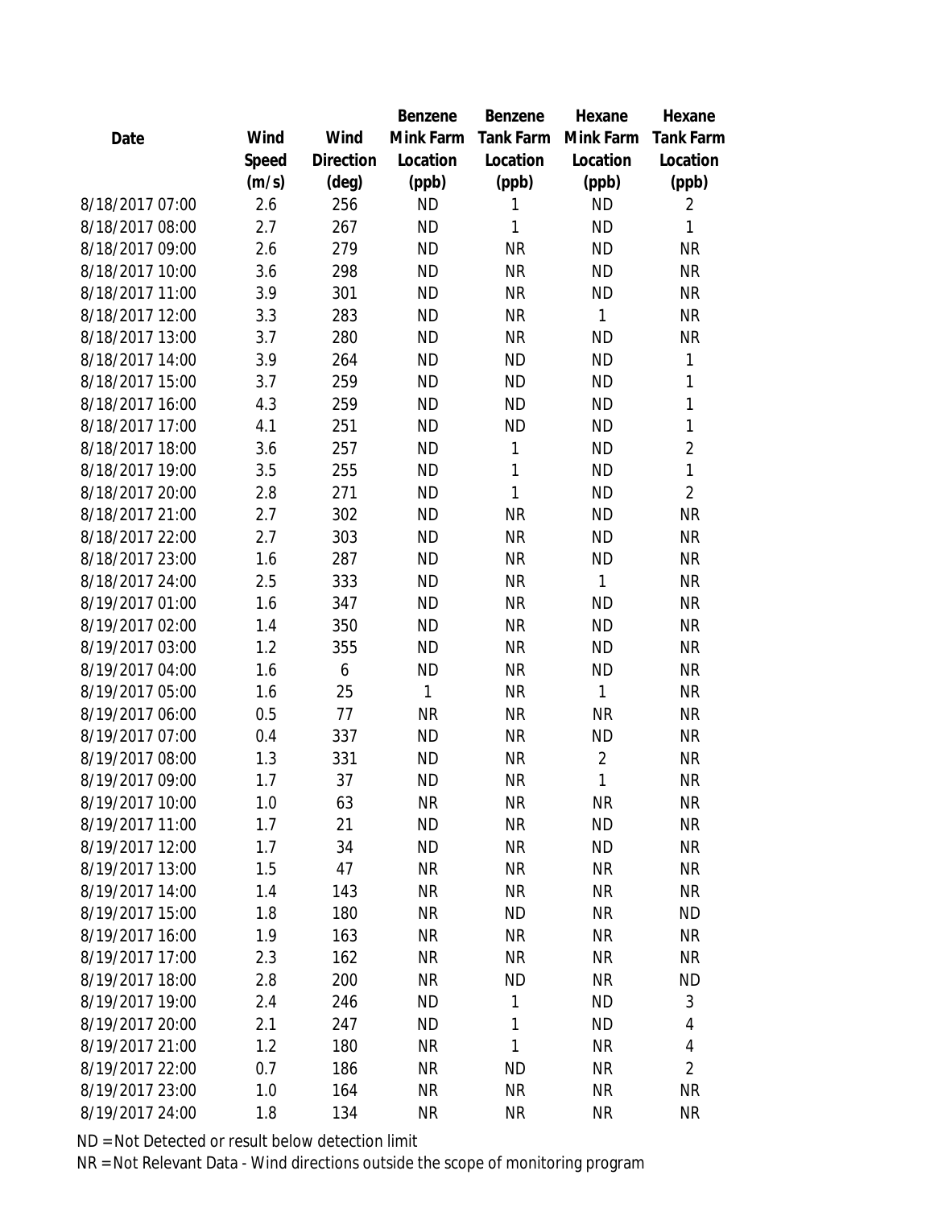| Date | Wind Speed (m/s) | Wind Direction (deg) | Benzene Mink Farm Location (ppb) | Benzene Tank Farm Location (ppb) | Hexane Mink Farm Location (ppb) | Hexane Tank Farm Location (ppb) |
|---|---|---|---|---|---|---|
| 8/18/2017 07:00 | 2.6 | 256 | ND | 1 | ND | 2 |
| 8/18/2017 08:00 | 2.7 | 267 | ND | 1 | ND | 1 |
| 8/18/2017 09:00 | 2.6 | 279 | ND | NR | ND | NR |
| 8/18/2017 10:00 | 3.6 | 298 | ND | NR | ND | NR |
| 8/18/2017 11:00 | 3.9 | 301 | ND | NR | ND | NR |
| 8/18/2017 12:00 | 3.3 | 283 | ND | NR | 1 | NR |
| 8/18/2017 13:00 | 3.7 | 280 | ND | NR | ND | NR |
| 8/18/2017 14:00 | 3.9 | 264 | ND | ND | ND | 1 |
| 8/18/2017 15:00 | 3.7 | 259 | ND | ND | ND | 1 |
| 8/18/2017 16:00 | 4.3 | 259 | ND | ND | ND | 1 |
| 8/18/2017 17:00 | 4.1 | 251 | ND | ND | ND | 1 |
| 8/18/2017 18:00 | 3.6 | 257 | ND | 1 | ND | 2 |
| 8/18/2017 19:00 | 3.5 | 255 | ND | 1 | ND | 1 |
| 8/18/2017 20:00 | 2.8 | 271 | ND | 1 | ND | 2 |
| 8/18/2017 21:00 | 2.7 | 302 | ND | NR | ND | NR |
| 8/18/2017 22:00 | 2.7 | 303 | ND | NR | ND | NR |
| 8/18/2017 23:00 | 1.6 | 287 | ND | NR | ND | NR |
| 8/18/2017 24:00 | 2.5 | 333 | ND | NR | 1 | NR |
| 8/19/2017 01:00 | 1.6 | 347 | ND | NR | ND | NR |
| 8/19/2017 02:00 | 1.4 | 350 | ND | NR | ND | NR |
| 8/19/2017 03:00 | 1.2 | 355 | ND | NR | ND | NR |
| 8/19/2017 04:00 | 1.6 | 6 | ND | NR | ND | NR |
| 8/19/2017 05:00 | 1.6 | 25 | 1 | NR | 1 | NR |
| 8/19/2017 06:00 | 0.5 | 77 | NR | NR | NR | NR |
| 8/19/2017 07:00 | 0.4 | 337 | ND | NR | ND | NR |
| 8/19/2017 08:00 | 1.3 | 331 | ND | NR | 2 | NR |
| 8/19/2017 09:00 | 1.7 | 37 | ND | NR | 1 | NR |
| 8/19/2017 10:00 | 1.0 | 63 | NR | NR | NR | NR |
| 8/19/2017 11:00 | 1.7 | 21 | ND | NR | ND | NR |
| 8/19/2017 12:00 | 1.7 | 34 | ND | NR | ND | NR |
| 8/19/2017 13:00 | 1.5 | 47 | NR | NR | NR | NR |
| 8/19/2017 14:00 | 1.4 | 143 | NR | NR | NR | NR |
| 8/19/2017 15:00 | 1.8 | 180 | NR | ND | NR | ND |
| 8/19/2017 16:00 | 1.9 | 163 | NR | NR | NR | NR |
| 8/19/2017 17:00 | 2.3 | 162 | NR | NR | NR | NR |
| 8/19/2017 18:00 | 2.8 | 200 | NR | ND | NR | ND |
| 8/19/2017 19:00 | 2.4 | 246 | ND | 1 | ND | 3 |
| 8/19/2017 20:00 | 2.1 | 247 | ND | 1 | ND | 4 |
| 8/19/2017 21:00 | 1.2 | 180 | NR | 1 | NR | 4 |
| 8/19/2017 22:00 | 0.7 | 186 | NR | ND | NR | 2 |
| 8/19/2017 23:00 | 1.0 | 164 | NR | NR | NR | NR |
| 8/19/2017 24:00 | 1.8 | 134 | NR | NR | NR | NR |

ND = Not Detected or result below detection limit

NR = Not Relevant Data - Wind directions outside the scope of monitoring program